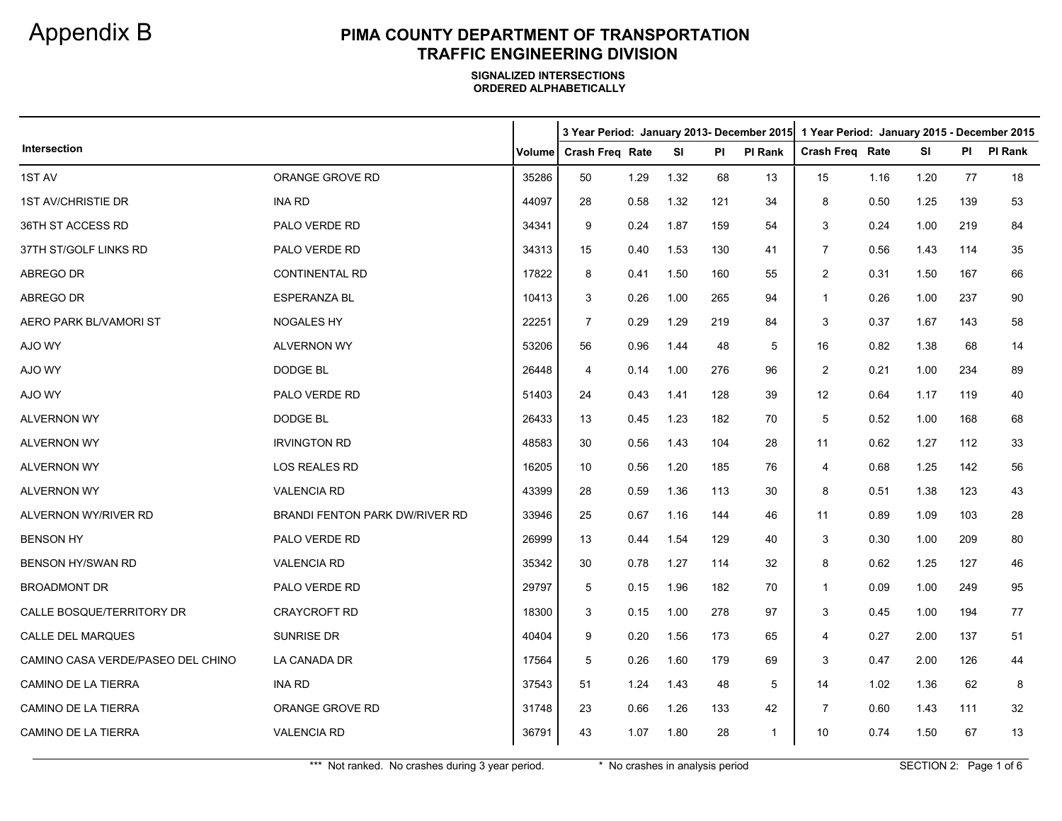# Appendix B

## PIMA COUNTY DEPARTMENT OF TRANSPORTATION
## TRAFFIC ENGINEERING DIVISION

**SIGNALIZED INTERSECTIONS**
**ORDERED ALPHABETICALLY**

| Intersection | | Volume | 3 Year Period: January 2013- December 2015 | | | | | 1 Year Period: January 2015 - December 2015 | | | | |
|---|---|---|---|---|---|---|---|---|---|---|---|---|
| | | | Crash Freq | Rate | SI | PI | PI Rank | Crash Freq | Rate | SI | PI | PI Rank |
| 1ST AV | ORANGE GROVE RD | 35286 | 50 | 1.29 | 1.32 | 68 | 13 | 15 | 1.16 | 1.20 | 77 | 18 |
| 1ST AV/CHRISTIE DR | INA RD | 44097 | 28 | 0.58 | 1.32 | 121 | 34 | 8 | 0.50 | 1.25 | 139 | 53 |
| 36TH ST ACCESS RD | PALO VERDE RD | 34341 | 9 | 0.24 | 1.87 | 159 | 54 | 3 | 0.24 | 1.00 | 219 | 84 |
| 37TH ST/GOLF LINKS RD | PALO VERDE RD | 34313 | 15 | 0.40 | 1.53 | 130 | 41 | 7 | 0.56 | 1.43 | 114 | 35 |
| ABREGO DR | CONTINENTAL RD | 17822 | 8 | 0.41 | 1.50 | 160 | 55 | 2 | 0.31 | 1.50 | 167 | 66 |
| ABREGO DR | ESPERANZA BL | 10413 | 3 | 0.26 | 1.00 | 265 | 94 | 1 | 0.26 | 1.00 | 237 | 90 |
| AERO PARK BL/VAMORI ST | NOGALES HY | 22251 | 7 | 0.29 | 1.29 | 219 | 84 | 3 | 0.37 | 1.67 | 143 | 58 |
| AJO WY | ALVERNON WY | 53206 | 56 | 0.96 | 1.44 | 48 | 5 | 16 | 0.82 | 1.38 | 68 | 14 |
| AJO WY | DODGE BL | 26448 | 4 | 0.14 | 1.00 | 276 | 96 | 2 | 0.21 | 1.00 | 234 | 89 |
| AJO WY | PALO VERDE RD | 51403 | 24 | 0.43 | 1.41 | 128 | 39 | 12 | 0.64 | 1.17 | 119 | 40 |
| ALVERNON WY | DODGE BL | 26433 | 13 | 0.45 | 1.23 | 182 | 70 | 5 | 0.52 | 1.00 | 168 | 68 |
| ALVERNON WY | IRVINGTON RD | 48583 | 30 | 0.56 | 1.43 | 104 | 28 | 11 | 0.62 | 1.27 | 112 | 33 |
| ALVERNON WY | LOS REALES RD | 16205 | 10 | 0.56 | 1.20 | 185 | 76 | 4 | 0.68 | 1.25 | 142 | 56 |
| ALVERNON WY | VALENCIA RD | 43399 | 28 | 0.59 | 1.36 | 113 | 30 | 8 | 0.51 | 1.38 | 123 | 43 |
| ALVERNON WY/RIVER RD | BRANDI FENTON PARK DW/RIVER RD | 33946 | 25 | 0.67 | 1.16 | 144 | 46 | 11 | 0.89 | 1.09 | 103 | 28 |
| BENSON HY | PALO VERDE RD | 26999 | 13 | 0.44 | 1.54 | 129 | 40 | 3 | 0.30 | 1.00 | 209 | 80 |
| BENSON HY/SWAN RD | VALENCIA RD | 35342 | 30 | 0.78 | 1.27 | 114 | 32 | 8 | 0.62 | 1.25 | 127 | 46 |
| BROADMONT DR | PALO VERDE RD | 29797 | 5 | 0.15 | 1.96 | 182 | 70 | 1 | 0.09 | 1.00 | 249 | 95 |
| CALLE BOSQUE/TERRITORY DR | CRAYCROFT RD | 18300 | 3 | 0.15 | 1.00 | 278 | 97 | 3 | 0.45 | 1.00 | 194 | 77 |
| CALLE DEL MARQUES | SUNRISE DR | 40404 | 9 | 0.20 | 1.56 | 173 | 65 | 4 | 0.27 | 2.00 | 137 | 51 |
| CAMINO CASA VERDE/PASEO DEL CHINO | LA CANADA DR | 17564 | 5 | 0.26 | 1.60 | 179 | 69 | 3 | 0.47 | 2.00 | 126 | 44 |
| CAMINO DE LA TIERRA | INA RD | 37543 | 51 | 1.24 | 1.43 | 48 | 5 | 14 | 1.02 | 1.36 | 62 | 8 |
| CAMINO DE LA TIERRA | ORANGE GROVE RD | 31748 | 23 | 0.66 | 1.26 | 133 | 42 | 7 | 0.60 | 1.43 | 111 | 32 |
| CAMINO DE LA TIERRA | VALENCIA RD | 36791 | 43 | 1.07 | 1.80 | 28 | 1 | 10 | 0.74 | 1.50 | 67 | 13 |

*** Not ranked. No crashes during 3 year period. * No crashes in analysis period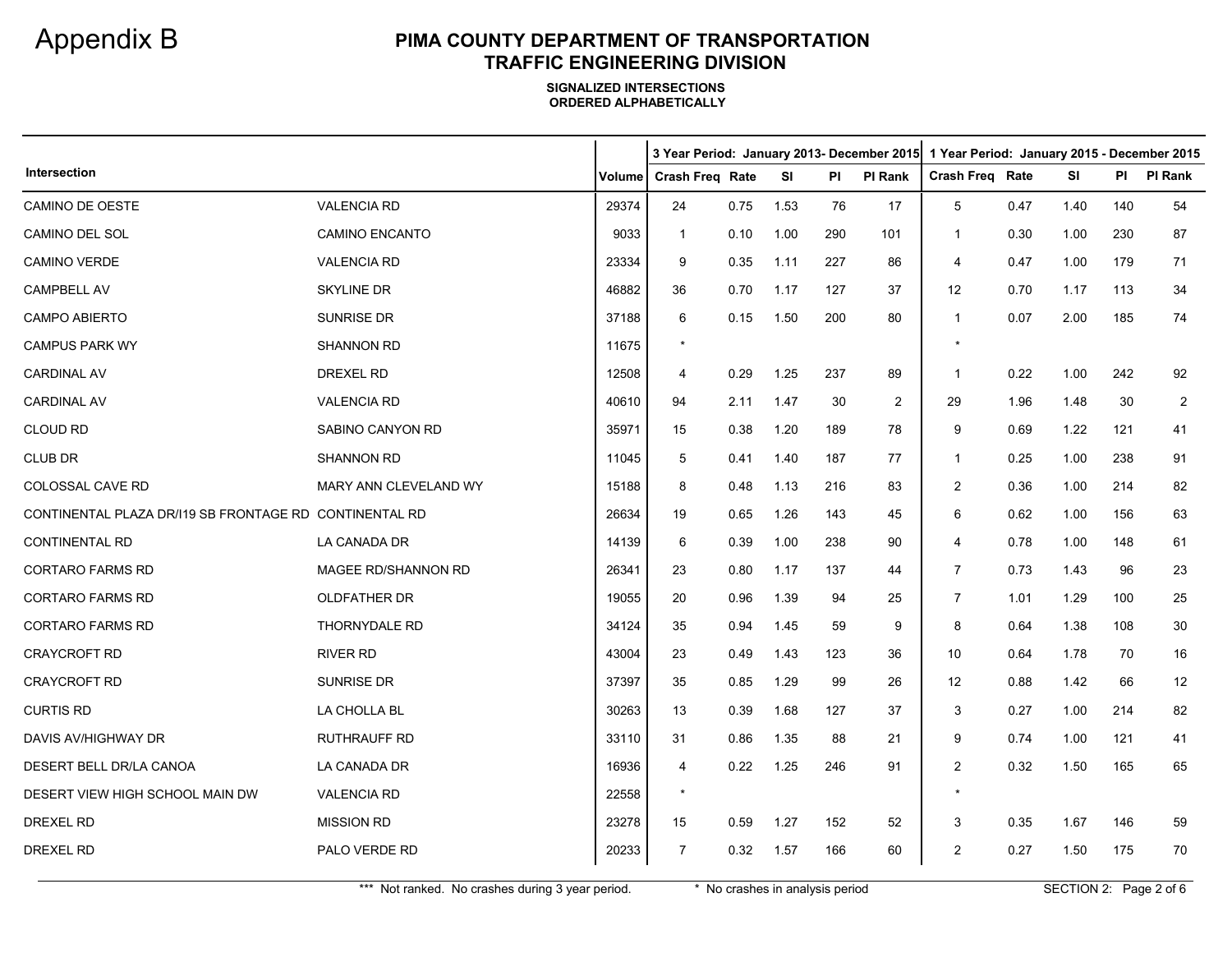# Appendix B

## PIMA COUNTY DEPARTMENT OF TRANSPORTATION
## TRAFFIC ENGINEERING DIVISION

**SIGNALIZED INTERSECTIONS**
**ORDERED ALPHABETICALLY**

| Intersection | | Volume | 3 Year Period: January 2013- December 2015 | | | | | 1 Year Period: January 2015 - December 2015 | | | | |
|---|---|---|---|---|---|---|---|---|---|---|---|---|
| | | | Crash Freq | Rate | SI | PI | PI Rank | Crash Freq | Rate | SI | PI | PI Rank |
| CAMINO DE OESTE | VALENCIA RD | 29374 | 24 | 0.75 | 1.53 | 76 | 17 | 5 | 0.47 | 1.40 | 140 | 54 |
| CAMINO DEL SOL | CAMINO ENCANTO | 9033 | 1 | 0.10 | 1.00 | 290 | 101 | 1 | 0.30 | 1.00 | 230 | 87 |
| CAMINO VERDE | VALENCIA RD | 23334 | 9 | 0.35 | 1.11 | 227 | 86 | 4 | 0.47 | 1.00 | 179 | 71 |
| CAMPBELL AV | SKYLINE DR | 46882 | 36 | 0.70 | 1.17 | 127 | 37 | 12 | 0.70 | 1.17 | 113 | 34 |
| CAMPO ABIERTO | SUNRISE DR | 37188 | 6 | 0.15 | 1.50 | 200 | 80 | 1 | 0.07 | 2.00 | 185 | 74 |
| CAMPUS PARK WY | SHANNON RD | 11675 | * | | | | | * | | | | |
| CARDINAL AV | DREXEL RD | 12508 | 4 | 0.29 | 1.25 | 237 | 89 | 1 | 0.22 | 1.00 | 242 | 92 |
| CARDINAL AV | VALENCIA RD | 40610 | 94 | 2.11 | 1.47 | 30 | 2 | 29 | 1.96 | 1.48 | 30 | 2 |
| CLOUD RD | SABINO CANYON RD | 35971 | 15 | 0.38 | 1.20 | 189 | 78 | 9 | 0.69 | 1.22 | 121 | 41 |
| CLUB DR | SHANNON RD | 11045 | 5 | 0.41 | 1.40 | 187 | 77 | 1 | 0.25 | 1.00 | 238 | 91 |
| COLOSSAL CAVE RD | MARY ANN CLEVELAND WY | 15188 | 8 | 0.48 | 1.13 | 216 | 83 | 2 | 0.36 | 1.00 | 214 | 82 |
| CONTINENTAL PLAZA DR/I19 SB FRONTAGE RD | CONTINENTAL RD | 26634 | 19 | 0.65 | 1.26 | 143 | 45 | 6 | 0.62 | 1.00 | 156 | 63 |
| CONTINENTAL RD | LA CANADA DR | 14139 | 6 | 0.39 | 1.00 | 238 | 90 | 4 | 0.78 | 1.00 | 148 | 61 |
| CORTARO FARMS RD | MAGEE RD/SHANNON RD | 26341 | 23 | 0.80 | 1.17 | 137 | 44 | 7 | 0.73 | 1.43 | 96 | 23 |
| CORTARO FARMS RD | OLDFATHER DR | 19055 | 20 | 0.96 | 1.39 | 94 | 25 | 7 | 1.01 | 1.29 | 100 | 25 |
| CORTARO FARMS RD | THORNYDALE RD | 34124 | 35 | 0.94 | 1.45 | 59 | 9 | 8 | 0.64 | 1.38 | 108 | 30 |
| CRAYCROFT RD | RIVER RD | 43004 | 23 | 0.49 | 1.43 | 123 | 36 | 10 | 0.64 | 1.78 | 70 | 16 |
| CRAYCROFT RD | SUNRISE DR | 37397 | 35 | 0.85 | 1.29 | 99 | 26 | 12 | 0.88 | 1.42 | 66 | 12 |
| CURTIS RD | LA CHOLLA BL | 30263 | 13 | 0.39 | 1.68 | 127 | 37 | 3 | 0.27 | 1.00 | 214 | 82 |
| DAVIS AV/HIGHWAY DR | RUTHRAUFF RD | 33110 | 31 | 0.86 | 1.35 | 88 | 21 | 9 | 0.74 | 1.00 | 121 | 41 |
| DESERT BELL DR/LA CANOA | LA CANADA DR | 16936 | 4 | 0.22 | 1.25 | 246 | 91 | 2 | 0.32 | 1.50 | 165 | 65 |
| DESERT VIEW HIGH SCHOOL MAIN DW | VALENCIA RD | 22558 | * | | | | | * | | | | |
| DREXEL RD | MISSION RD | 23278 | 15 | 0.59 | 1.27 | 152 | 52 | 3 | 0.35 | 1.67 | 146 | 59 |
| DREXEL RD | PALO VERDE RD | 20233 | 7 | 0.32 | 1.57 | 166 | 60 | 2 | 0.27 | 1.50 | 175 | 70 |

*** Not ranked. No crashes during 3 year period. * No crashes in analysis period

SECTION 2: Page 2 of 6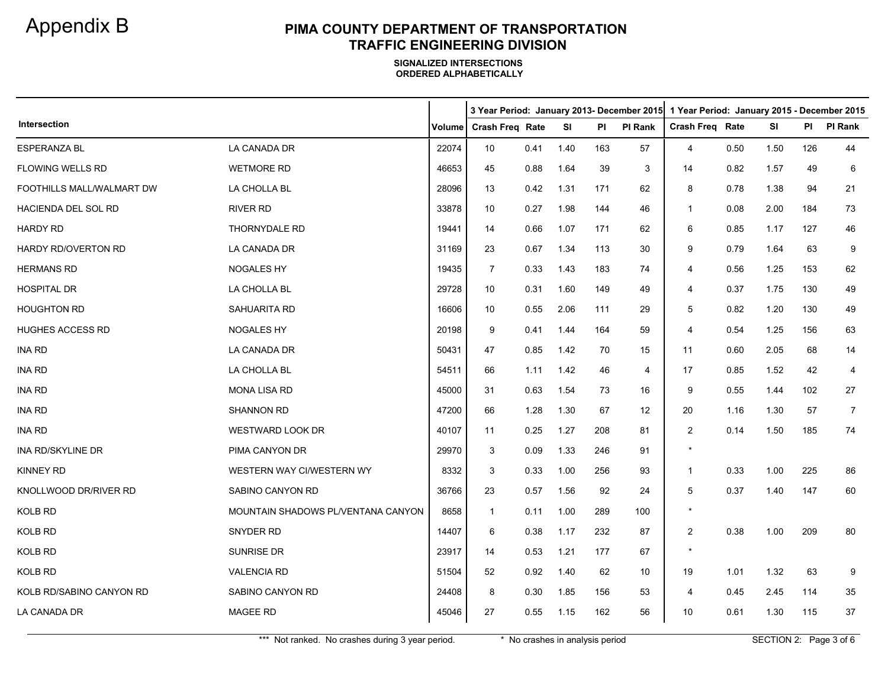Appendix B

# PIMA COUNTY DEPARTMENT OF TRANSPORTATION
## TRAFFIC ENGINEERING DIVISION

**SIGNALIZED INTERSECTIONS**
**ORDERED ALPHABETICALLY**

| Intersection | | Volume | 3 Year Period: January 2013- December 2015 | | | | | 1 Year Period: January 2015 - December 2015 | | | | |
|---|---|---|---|---|---|---|---|---|---|---|---|---|
| | | | Crash Freq | Rate | SI | PI | PI Rank | Crash Freq | Rate | SI | PI | PI Rank |
| ESPERANZA BL | LA CANADA DR | 22074 | 10 | 0.41 | 1.40 | 163 | 57 | 4 | 0.50 | 1.50 | 126 | 44 |
| FLOWING WELLS RD | WETMORE RD | 46653 | 45 | 0.88 | 1.64 | 39 | 3 | 14 | 0.82 | 1.57 | 49 | 6 |
| FOOTHILLS MALL/WALMART DW | LA CHOLLA BL | 28096 | 13 | 0.42 | 1.31 | 171 | 62 | 8 | 0.78 | 1.38 | 94 | 21 |
| HACIENDA DEL SOL RD | RIVER RD | 33878 | 10 | 0.27 | 1.98 | 144 | 46 | 1 | 0.08 | 2.00 | 184 | 73 |
| HARDY RD | THORNYDALE RD | 19441 | 14 | 0.66 | 1.07 | 171 | 62 | 6 | 0.85 | 1.17 | 127 | 46 |
| HARDY RD/OVERTON RD | LA CANADA DR | 31169 | 23 | 0.67 | 1.34 | 113 | 30 | 9 | 0.79 | 1.64 | 63 | 9 |
| HERMANS RD | NOGALES HY | 19435 | 7 | 0.33 | 1.43 | 183 | 74 | 4 | 0.56 | 1.25 | 153 | 62 |
| HOSPITAL DR | LA CHOLLA BL | 29728 | 10 | 0.31 | 1.60 | 149 | 49 | 4 | 0.37 | 1.75 | 130 | 49 |
| HOUGHTON RD | SAHUARITA RD | 16606 | 10 | 0.55 | 2.06 | 111 | 29 | 5 | 0.82 | 1.20 | 130 | 49 |
| HUGHES ACCESS RD | NOGALES HY | 20198 | 9 | 0.41 | 1.44 | 164 | 59 | 4 | 0.54 | 1.25 | 156 | 63 |
| INA RD | LA CANADA DR | 50431 | 47 | 0.85 | 1.42 | 70 | 15 | 11 | 0.60 | 2.05 | 68 | 14 |
| INA RD | LA CHOLLA BL | 54511 | 66 | 1.11 | 1.42 | 46 | 4 | 17 | 0.85 | 1.52 | 42 | 4 |
| INA RD | MONA LISA RD | 45000 | 31 | 0.63 | 1.54 | 73 | 16 | 9 | 0.55 | 1.44 | 102 | 27 |
| INA RD | SHANNON RD | 47200 | 66 | 1.28 | 1.30 | 67 | 12 | 20 | 1.16 | 1.30 | 57 | 7 |
| INA RD | WESTWARD LOOK DR | 40107 | 11 | 0.25 | 1.27 | 208 | 81 | 2 | 0.14 | 1.50 | 185 | 74 |
| INA RD/SKYLINE DR | PIMA CANYON DR | 29970 | 3 | 0.09 | 1.33 | 246 | 91 | * | | | | |
| KINNEY RD | WESTERN WAY CI/WESTERN WY | 8332 | 3 | 0.33 | 1.00 | 256 | 93 | 1 | 0.33 | 1.00 | 225 | 86 |
| KNOLLWOOD DR/RIVER RD | SABINO CANYON RD | 36766 | 23 | 0.57 | 1.56 | 92 | 24 | 5 | 0.37 | 1.40 | 147 | 60 |
| KOLB RD | MOUNTAIN SHADOWS PL/VENTANA CANYON | 8658 | 1 | 0.11 | 1.00 | 289 | 100 | * | | | | |
| KOLB RD | SNYDER RD | 14407 | 6 | 0.38 | 1.17 | 232 | 87 | 2 | 0.38 | 1.00 | 209 | 80 |
| KOLB RD | SUNRISE DR | 23917 | 14 | 0.53 | 1.21 | 177 | 67 | * | | | | |
| KOLB RD | VALENCIA RD | 51504 | 52 | 0.92 | 1.40 | 62 | 10 | 19 | 1.01 | 1.32 | 63 | 9 |
| KOLB RD/SABINO CANYON RD | SABINO CANYON RD | 24408 | 8 | 0.30 | 1.85 | 156 | 53 | 4 | 0.45 | 2.45 | 114 | 35 |
| LA CANADA DR | MAGEE RD | 45046 | 27 | 0.55 | 1.15 | 162 | 56 | 10 | 0.61 | 1.30 | 115 | 37 |

*** Not ranked. No crashes during 3 year period. * No crashes in analysis period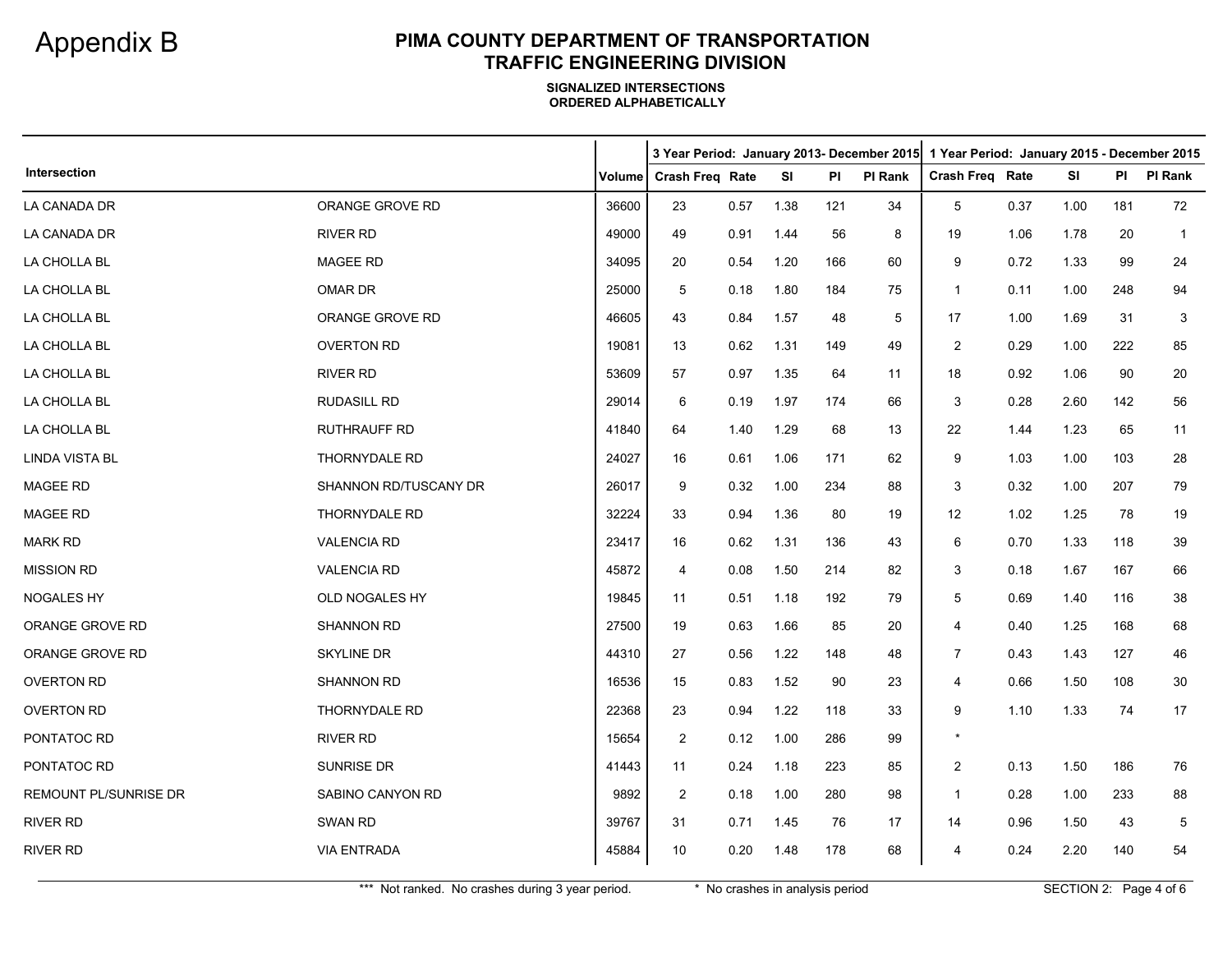Appendix B

# PIMA COUNTY DEPARTMENT OF TRANSPORTATION
## TRAFFIC ENGINEERING DIVISION

**SIGNALIZED INTERSECTIONS**
**ORDERED ALPHABETICALLY**

| Intersection | | Volume | 3 Year Period: January 2013- December 2015 | | | | | 1 Year Period: January 2015 - December 2015 | | | | |
|---|---|---|---|---|---|---|---|---|---|---|---|---|
| | | | Crash Freq | Rate | SI | PI | PI Rank | Crash Freq | Rate | SI | PI | PI Rank |
| LA CANADA DR | ORANGE GROVE RD | 36600 | 23 | 0.57 | 1.38 | 121 | 34 | 5 | 0.37 | 1.00 | 181 | 72 |
| LA CANADA DR | RIVER RD | 49000 | 49 | 0.91 | 1.44 | 56 | 8 | 19 | 1.06 | 1.78 | 20 | 1 |
| LA CHOLLA BL | MAGEE RD | 34095 | 20 | 0.54 | 1.20 | 166 | 60 | 9 | 0.72 | 1.33 | 99 | 24 |
| LA CHOLLA BL | OMAR DR | 25000 | 5 | 0.18 | 1.80 | 184 | 75 | 1 | 0.11 | 1.00 | 248 | 94 |
| LA CHOLLA BL | ORANGE GROVE RD | 46605 | 43 | 0.84 | 1.57 | 48 | 5 | 17 | 1.00 | 1.69 | 31 | 3 |
| LA CHOLLA BL | OVERTON RD | 19081 | 13 | 0.62 | 1.31 | 149 | 49 | 2 | 0.29 | 1.00 | 222 | 85 |
| LA CHOLLA BL | RIVER RD | 53609 | 57 | 0.97 | 1.35 | 64 | 11 | 18 | 0.92 | 1.06 | 90 | 20 |
| LA CHOLLA BL | RUDASILL RD | 29014 | 6 | 0.19 | 1.97 | 174 | 66 | 3 | 0.28 | 2.60 | 142 | 56 |
| LA CHOLLA BL | RUTHRAUFF RD | 41840 | 64 | 1.40 | 1.29 | 68 | 13 | 22 | 1.44 | 1.23 | 65 | 11 |
| LINDA VISTA BL | THORNYDALE RD | 24027 | 16 | 0.61 | 1.06 | 171 | 62 | 9 | 1.03 | 1.00 | 103 | 28 |
| MAGEE RD | SHANNON RD/TUSCANY DR | 26017 | 9 | 0.32 | 1.00 | 234 | 88 | 3 | 0.32 | 1.00 | 207 | 79 |
| MAGEE RD | THORNYDALE RD | 32224 | 33 | 0.94 | 1.36 | 80 | 19 | 12 | 1.02 | 1.25 | 78 | 19 |
| MARK RD | VALENCIA RD | 23417 | 16 | 0.62 | 1.31 | 136 | 43 | 6 | 0.70 | 1.33 | 118 | 39 |
| MISSION RD | VALENCIA RD | 45872 | 4 | 0.08 | 1.50 | 214 | 82 | 3 | 0.18 | 1.67 | 167 | 66 |
| NOGALES HY | OLD NOGALES HY | 19845 | 11 | 0.51 | 1.18 | 192 | 79 | 5 | 0.69 | 1.40 | 116 | 38 |
| ORANGE GROVE RD | SHANNON RD | 27500 | 19 | 0.63 | 1.66 | 85 | 20 | 4 | 0.40 | 1.25 | 168 | 68 |
| ORANGE GROVE RD | SKYLINE DR | 44310 | 27 | 0.56 | 1.22 | 148 | 48 | 7 | 0.43 | 1.43 | 127 | 46 |
| OVERTON RD | SHANNON RD | 16536 | 15 | 0.83 | 1.52 | 90 | 23 | 4 | 0.66 | 1.50 | 108 | 30 |
| OVERTON RD | THORNYDALE RD | 22368 | 23 | 0.94 | 1.22 | 118 | 33 | 9 | 1.10 | 1.33 | 74 | 17 |
| PONTATOC RD | RIVER RD | 15654 | 2 | 0.12 | 1.00 | 286 | 99 | * | | | | |
| PONTATOC RD | SUNRISE DR | 41443 | 11 | 0.24 | 1.18 | 223 | 85 | 2 | 0.13 | 1.50 | 186 | 76 |
| REMOUNT PL/SUNRISE DR | SABINO CANYON RD | 9892 | 2 | 0.18 | 1.00 | 280 | 98 | 1 | 0.28 | 1.00 | 233 | 88 |
| RIVER RD | SWAN RD | 39767 | 31 | 0.71 | 1.45 | 76 | 17 | 14 | 0.96 | 1.50 | 43 | 5 |
| RIVER RD | VIA ENTRADA | 45884 | 10 | 0.20 | 1.48 | 178 | 68 | 4 | 0.24 | 2.20 | 140 | 54 |

*** Not ranked. No crashes during 3 year period. * No crashes in analysis period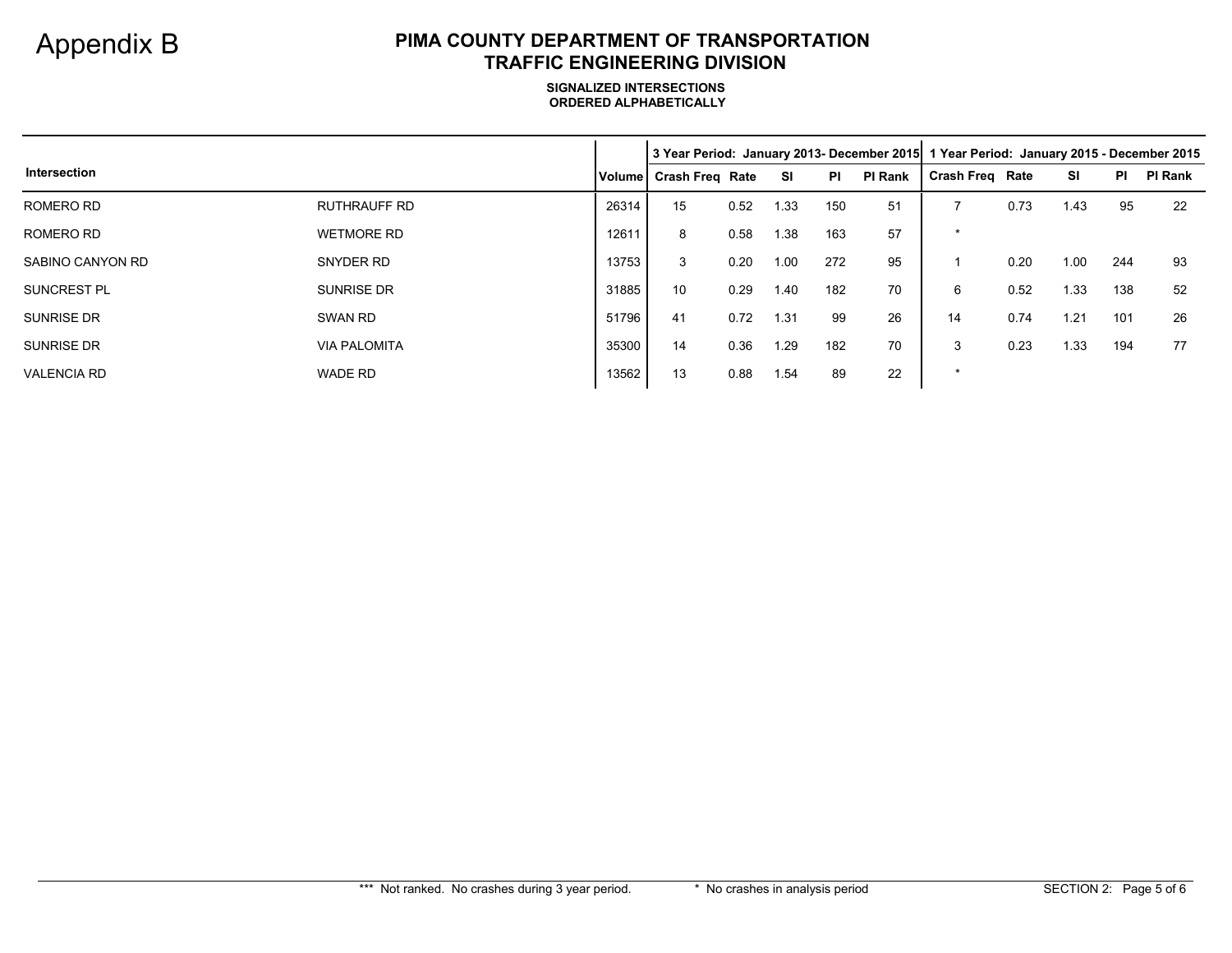Appendix B

# PIMA COUNTY DEPARTMENT OF TRANSPORTATION
# TRAFFIC ENGINEERING DIVISION

**SIGNALIZED INTERSECTIONS**
**ORDERED ALPHABETICALLY**

| Intersection | | Volume | 3 Year Period: January 2013- December 2015 | | | | | 1 Year Period: January 2015 - December 2015 | | | | |
|---|---|---|---|---|---|---|---|---|---|---|---|---|
| | | | Crash Freq | Rate | SI | PI | PI Rank | Crash Freq | Rate | SI | PI | PI Rank |
| ROMERO RD | RUTHRAUFF RD | 26314 | 15 | 0.52 | 1.33 | 150 | 51 | 7 | 0.73 | 1.43 | 95 | 22 |
| ROMERO RD | WETMORE RD | 12611 | 8 | 0.58 | 1.38 | 163 | 57 | * | | | | |
| SABINO CANYON RD | SNYDER RD | 13753 | 3 | 0.20 | 1.00 | 272 | 95 | 1 | 0.20 | 1.00 | 244 | 93 |
| SUNCREST PL | SUNRISE DR | 31885 | 10 | 0.29 | 1.40 | 182 | 70 | 6 | 0.52 | 1.33 | 138 | 52 |
| SUNRISE DR | SWAN RD | 51796 | 41 | 0.72 | 1.31 | 99 | 26 | 14 | 0.74 | 1.21 | 101 | 26 |
| SUNRISE DR | VIA PALOMITA | 35300 | 14 | 0.36 | 1.29 | 182 | 70 | 3 | 0.23 | 1.33 | 194 | 77 |
| VALENCIA RD | WADE RD | 13562 | 13 | 0.88 | 1.54 | 89 | 22 | * | | | | |

*** Not ranked. No crashes during 3 year period. * No crashes in analysis period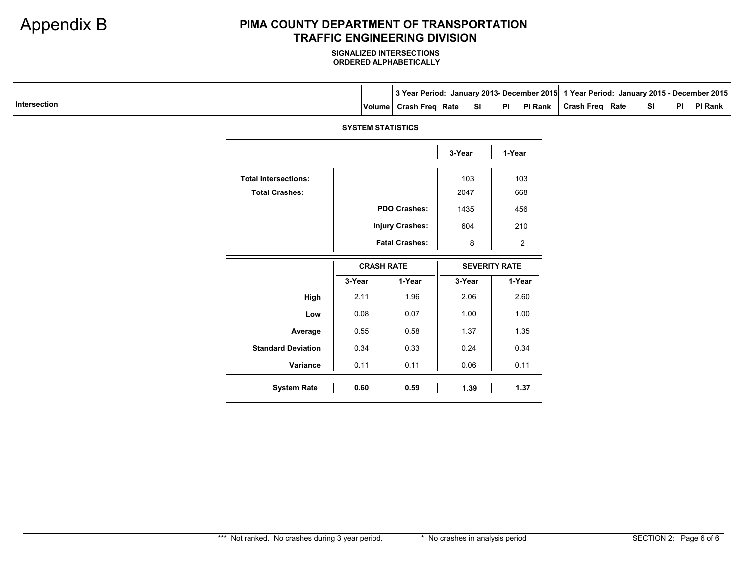Appendix B

# PIMA COUNTY DEPARTMENT OF TRANSPORTATION
## TRAFFIC ENGINEERING DIVISION

**SIGNALIZED INTERSECTIONS**
**ORDERED ALPHABETICALLY**

| Intersection | Volume | 3 Year Period: January 2013- December 2015 | | | | | 1 Year Period: January 2015 - December 2015 | | | | |
|---|---|---|---|---|---|---|---|---|---|---|---|
| | | Crash Freq | Rate | SI | PI | PI Rank | Crash Freq | Rate | SI | PI | PI Rank |

### SYSTEM STATISTICS

| | 3-Year | 1-Year |
|---|---|---|
| **Total Intersections:** | 103 | 103 |
| **Total Crashes:** | 2047 | 668 |
| **PDO Crashes:** | 1435 | 456 |
| **Injury Crashes:** | 604 | 210 |
| **Fatal Crashes:** | 8 | 2 |

| | CRASH RATE | | SEVERITY RATE | |
|---|---|---|---|---|
| | 3-Year | 1-Year | 3-Year | 1-Year |
| **High** | 2.11 | 1.96 | 2.06 | 2.60 |
| **Low** | 0.08 | 0.07 | 1.00 | 1.00 |
| **Average** | 0.55 | 0.58 | 1.37 | 1.35 |
| **Standard Deviation** | 0.34 | 0.33 | 0.24 | 0.34 |
| **Variance** | 0.11 | 0.11 | 0.06 | 0.11 |
| **System Rate** | **0.60** | **0.59** | **1.39** | **1.37** |

*** Not ranked. No crashes during 3 year period. * No crashes in analysis period